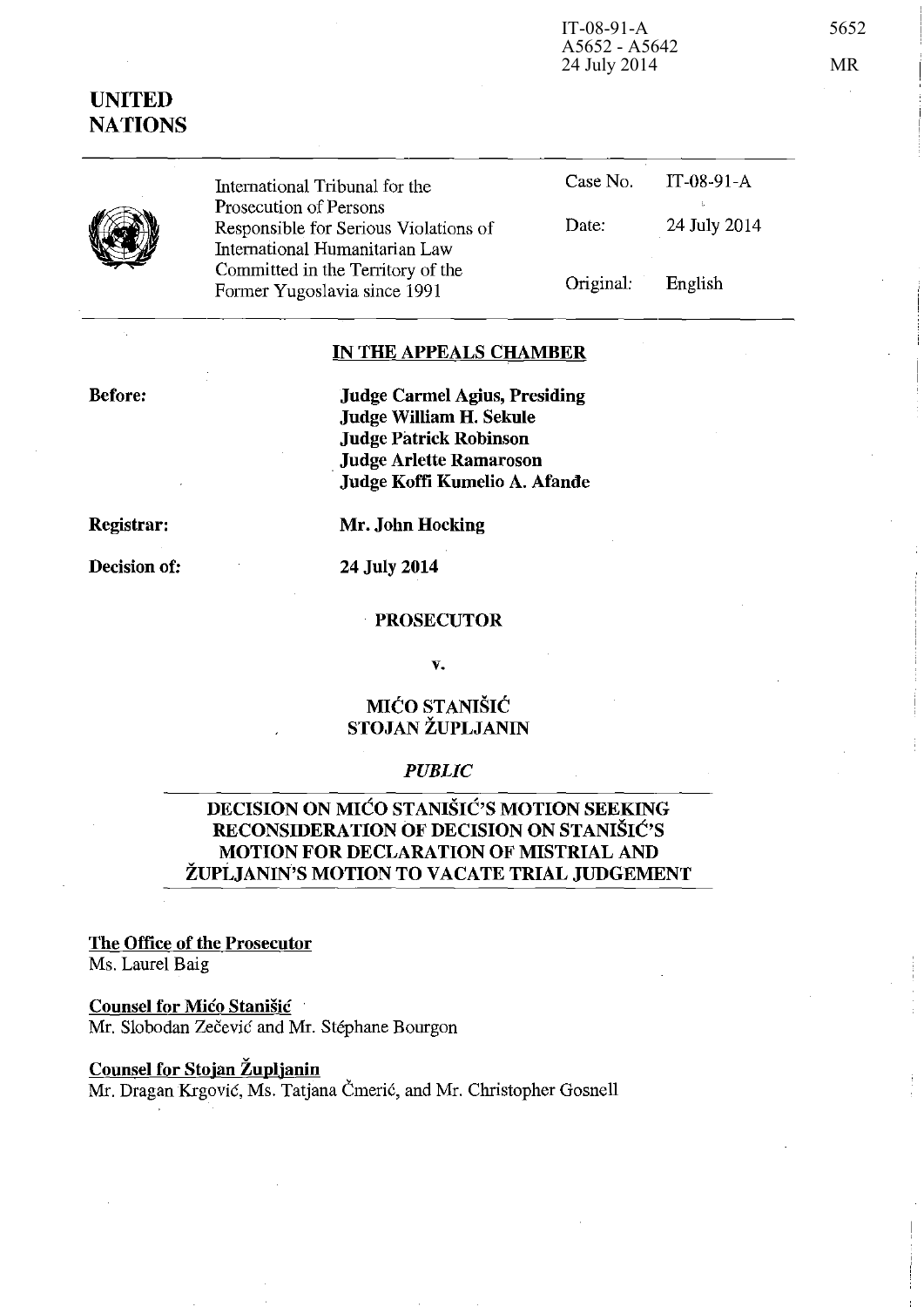IT-08-91-A
A5652 - A5642
24 July 2014

5652

MR

**UNITED NATIONS**

| International Tribunal for the Prosecution of Persons Responsible for Serious Violations of International Humanitarian Law Committed in the Territory of the Former Yugoslavia since 1991 | Case No. | IT-08-91-A |
| --- | --- | --- |
| | Date: | 24 July 2014 |
| | Original: | English |

## IN THE APPEALS CHAMBER

**Before:**
**Judge Carmel Agius, Presiding**
**Judge William H. Sekule**
**Judge Patrick Robinson**
**Judge Arlette Ramaroson**
**Judge Koffi Kumelio A. Afande**

**Registrar:** **Mr. John Hocking**

**Decision of:** **24 July 2014**

**PROSECUTOR**

**v.**

**MIĆO STANIŠIĆ**
**STOJAN ŽUPLJANIN**

*PUBLIC*

## DECISION ON MIĆO STANIŠIĆ'S MOTION SEEKING RECONSIDERATION OF DECISION ON STANIŠIĆ'S MOTION FOR DECLARATION OF MISTRIAL AND ŽUPLJANIN'S MOTION TO VACATE TRIAL JUDGEMENT

**The Office of the Prosecutor**
Ms. Laurel Baig

**Counsel for Mićo Stanišić**
Mr. Slobodan Zečević and Mr. Stéphane Bourgon

**Counsel for Stojan Župljanin**
Mr. Dragan Krgović, Ms. Tatjana Čmerić, and Mr. Christopher Gosnell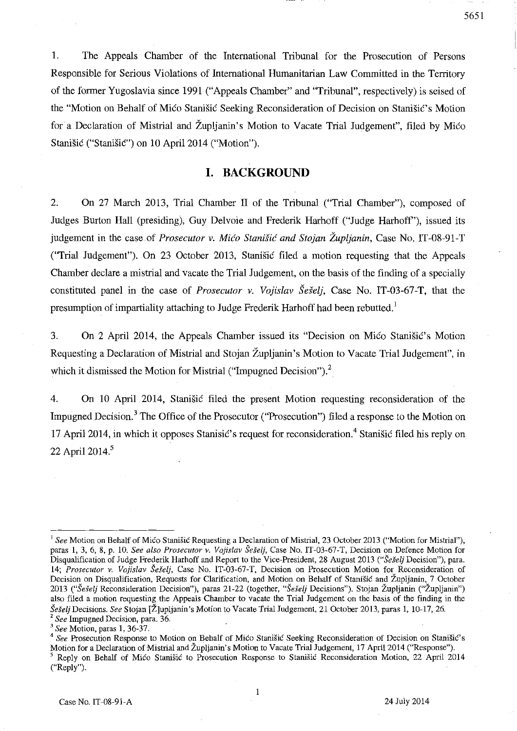1. The Appeals Chamber of the International Tribunal for the Prosecution of Persons Responsible for Serious Violations of International Humanitarian Law Committed in the Territory of the former Yugoslavia since 1991 ("Appeals Chamber" and "Tribunal", respectively) is seised of the "Motion on Behalf of Mićo Stanišić Seeking Reconsideration of Decision on Stanišić's Motion for a Declaration of Mistrial and Župljanin's Motion to Vacate Trial Judgement", filed by Mićo Stanišić ("Stanišić") on 10 April 2014 ("Motion").

## I. BACKGROUND

2. On 27 March 2013, Trial Chamber II of the Tribunal ("Trial Chamber"), composed of Judges Burton Hall (presiding), Guy Delvoie and Frederik Harhoff ("Judge Harhoff"), issued its judgement in the case of *Prosecutor v. Mićo Stanišić and Stojan Župljanin*, Case No. IT-08-91-T ("Trial Judgement"). On 23 October 2013, Stanišić filed a motion requesting that the Appeals Chamber declare a mistrial and vacate the Trial Judgement, on the basis of the finding of a specially constituted panel in the case of *Prosecutor v. Vojislav Šešelj*, Case No. IT-03-67-T, that the presumption of impartiality attaching to Judge Frederik Harhoff had been rebutted.[1]

3. On 2 April 2014, the Appeals Chamber issued its "Decision on Mićo Stanišić's Motion Requesting a Declaration of Mistrial and Stojan Župljanin's Motion to Vacate Trial Judgement", in which it dismissed the Motion for Mistrial ("Impugned Decision").[2]

4. On 10 April 2014, Stanišić filed the present Motion requesting reconsideration of the Impugned Decision.[3] The Office of the Prosecutor ("Prosecution") filed a response to the Motion on 17 April 2014, in which it opposes Stanisić's request for reconsideration.[4] Stanišić filed his reply on 22 April 2014.[5]

---

[1] *See* Motion on Behalf of Mićo Stanišić Requesting a Declaration of Mistrial, 23 October 2013 ("Motion for Mistrial"), paras 1, 3, 6, 8, p. 10. *See also Prosecutor v. Vojislav Šešelj*, Case No. IT-03-67-T, Decision on Defence Motion for Disqualification of Judge Frederik Harhoff and Report to the Vice-President, 28 August 2013 ("*Šešelj* Decision"), para. 14; *Prosecutor v. Vojislav Šešelj*, Case No. IT-03-67-T, Decision on Prosecution Motion for Reconsideration of Decision on Disqualification, Requests for Clarification, and Motion on Behalf of Stanišić and Župljanin, 7 October 2013 ("*Šešelj* Reconsideration Decision"), paras 21-22 (together, "*Šešelj* Decisions"). Stojan Župljanin ("Župljanin") also filed a motion requesting the Appeals Chamber to vacate the Trial Judgement on the basis of the finding in the *Šešelj* Decisions. *See* Stojan [Ž]upljanin's Motion to Vacate Trial Judgement, 21 October 2013, paras 1, 10-17, 26.

[2] *See* Impugned Decision, para. 36.

[3] *See* Motion, paras 1, 36-37.

[4] *See* Prosecution Response to Motion on Behalf of Mićo Stanišić Seeking Reconsideration of Decision on Stanišić's Motion for a Declaration of Mistrial and Župljanin's Motion to Vacate Trial Judgement, 17 April 2014 ("Response").

[5] Reply on Behalf of Mićo Stanišić to Prosecution Response to Stanišić Reconsideration Motion, 22 April 2014 ("Reply").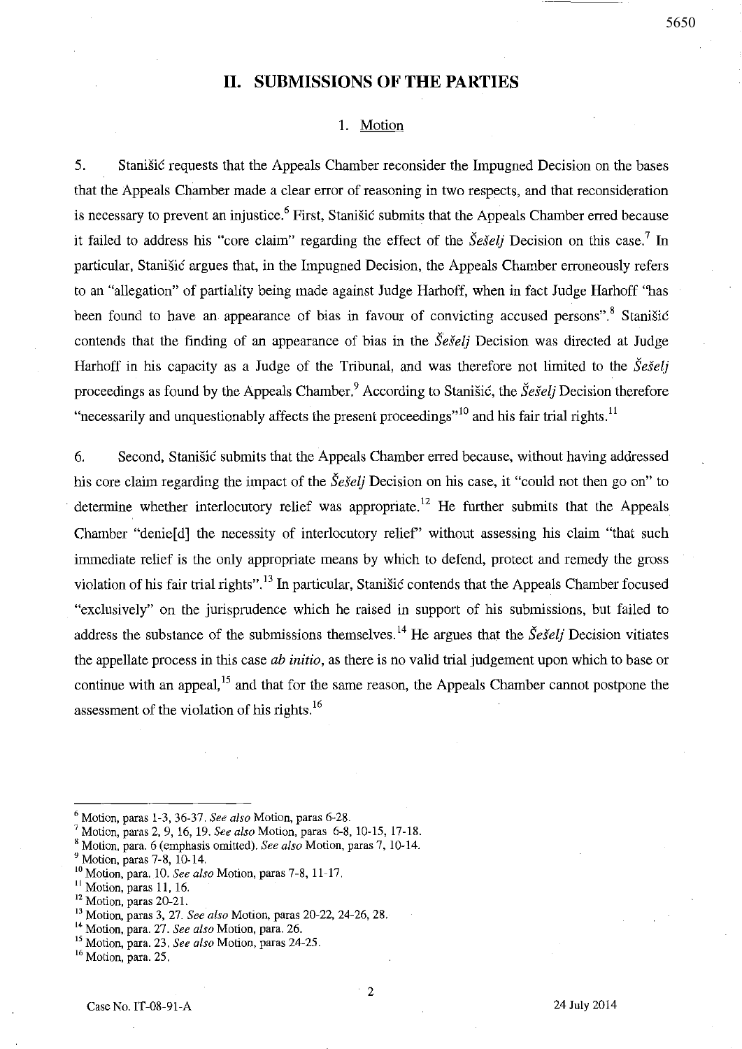## II. SUBMISSIONS OF THE PARTIES

### 1. Motion

5. Stanišić requests that the Appeals Chamber reconsider the Impugned Decision on the bases that the Appeals Chamber made a clear error of reasoning in two respects, and that reconsideration is necessary to prevent an injustice.[6] First, Stanišić submits that the Appeals Chamber erred because it failed to address his "core claim" regarding the effect of the *Šešelj* Decision on this case.[7] In particular, Stanišić argues that, in the Impugned Decision, the Appeals Chamber erroneously refers to an "allegation" of partiality being made against Judge Harhoff, when in fact Judge Harhoff "has been found to have an appearance of bias in favour of convicting accused persons".[8] Stanišić contends that the finding of an appearance of bias in the *Šešelj* Decision was directed at Judge Harhoff in his capacity as a Judge of the Tribunal, and was therefore not limited to the *Šešelj* proceedings as found by the Appeals Chamber.[9] According to Stanišić, the *Šešelj* Decision therefore "necessarily and unquestionably affects the present proceedings"[10] and his fair trial rights.[11]

6. Second, Stanišić submits that the Appeals Chamber erred because, without having addressed his core claim regarding the impact of the *Šešelj* Decision on his case, it "could not then go on" to determine whether interlocutory relief was appropriate.[12] He further submits that the Appeals Chamber "denie[d] the necessity of interlocutory relief" without assessing his claim "that such immediate relief is the only appropriate means by which to defend, protect and remedy the gross violation of his fair trial rights".[13] In particular, Stanišić contends that the Appeals Chamber focused "exclusively" on the jurisprudence which he raised in support of his submissions, but failed to address the substance of the submissions themselves.[14] He argues that the *Šešelj* Decision vitiates the appellate process in this case *ab initio*, as there is no valid trial judgement upon which to base or continue with an appeal,[15] and that for the same reason, the Appeals Chamber cannot postpone the assessment of the violation of his rights.[16]

---

[6] Motion, paras 1-3, 36-37. *See also* Motion, paras 6-28.
[7] Motion, paras 2, 9, 16, 19. *See also* Motion, paras 6-8, 10-15, 17-18.
[8] Motion, para. 6 (emphasis omitted). *See also* Motion, paras 7, 10-14.
[9] Motion, paras 7-8, 10-14.
[10] Motion, para. 10. *See also* Motion, paras 7-8, 11-17.
[11] Motion, paras 11, 16.
[12] Motion, paras 20-21.
[13] Motion, paras 3, 27. *See also* Motion, paras 20-22, 24-26, 28.
[14] Motion, para. 27. *See also* Motion, para. 26.
[15] Motion, para. 23. *See also* Motion, paras 24-25.
[16] Motion, para. 25.

Case No. IT-08-91-A 24 July 2014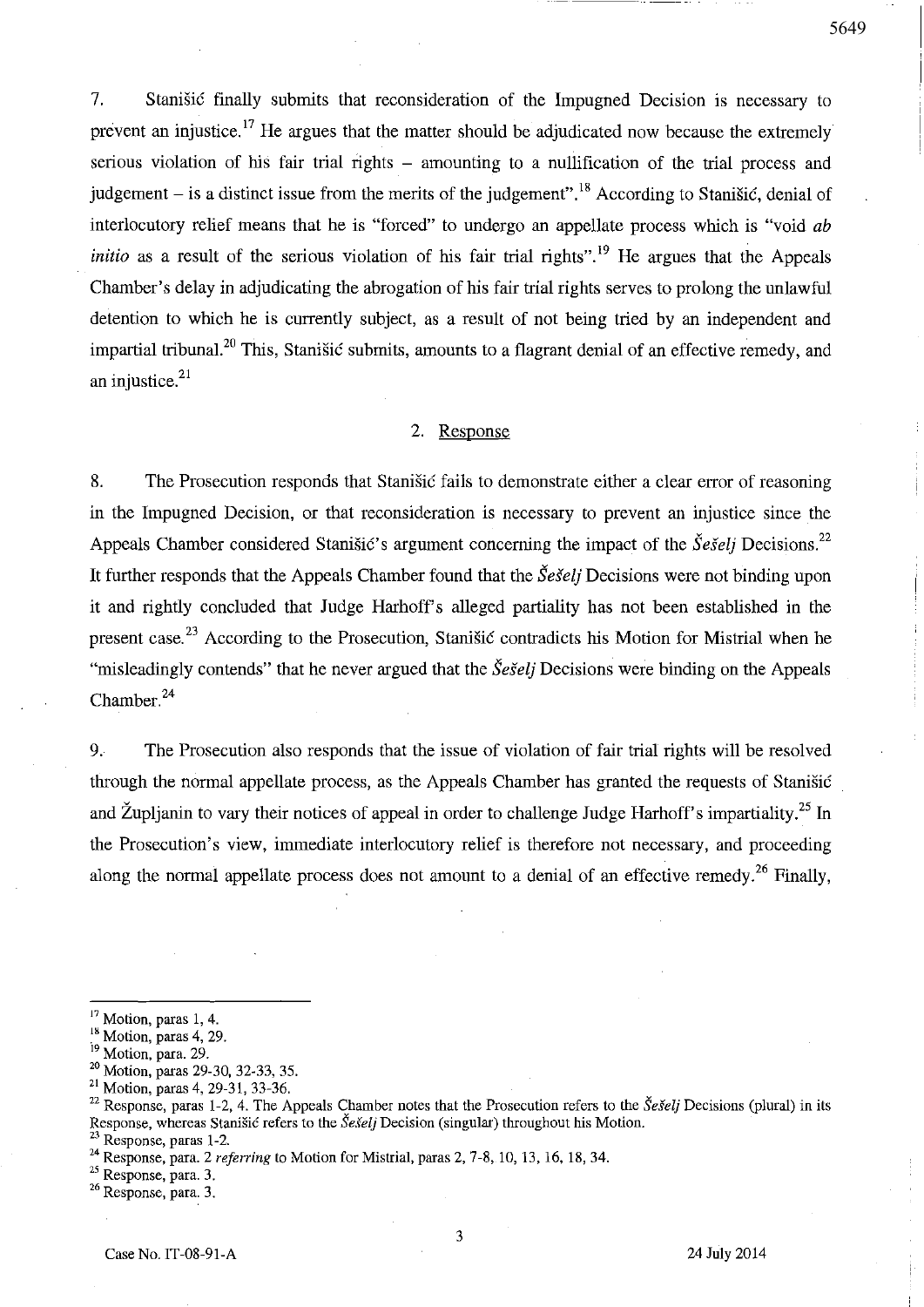7. Stanišić finally submits that reconsideration of the Impugned Decision is necessary to prevent an injustice.[17] He argues that the matter should be adjudicated now because the extremely serious violation of his fair trial rights – amounting to a nullification of the trial process and judgement – is a distinct issue from the merits of the judgement".[18] According to Stanišić, denial of interlocutory relief means that he is "forced" to undergo an appellate process which is "void *ab initio* as a result of the serious violation of his fair trial rights".[19] He argues that the Appeals Chamber's delay in adjudicating the abrogation of his fair trial rights serves to prolong the unlawful detention to which he is currently subject, as a result of not being tried by an independent and impartial tribunal.[20] This, Stanišić submits, amounts to a flagrant denial of an effective remedy, and an injustice.[21]

## 2. Response

8. The Prosecution responds that Stanišić fails to demonstrate either a clear error of reasoning in the Impugned Decision, or that reconsideration is necessary to prevent an injustice since the Appeals Chamber considered Stanišić's argument concerning the impact of the *Šešelj* Decisions.[22] It further responds that the Appeals Chamber found that the *Šešelj* Decisions were not binding upon it and rightly concluded that Judge Harhoff's alleged partiality has not been established in the present case.[23] According to the Prosecution, Stanišić contradicts his Motion for Mistrial when he "misleadingly contends" that he never argued that the *Šešelj* Decisions were binding on the Appeals Chamber.[24]

9. The Prosecution also responds that the issue of violation of fair trial rights will be resolved through the normal appellate process, as the Appeals Chamber has granted the requests of Stanišić and Župljanin to vary their notices of appeal in order to challenge Judge Harhoff's impartiality.[25] In the Prosecution's view, immediate interlocutory relief is therefore not necessary, and proceeding along the normal appellate process does not amount to a denial of an effective remedy.[26] Finally,

---

[17] Motion, paras 1, 4.
[18] Motion, paras 4, 29.
[19] Motion, para. 29.
[20] Motion, paras 29-30, 32-33, 35.
[21] Motion, paras 4, 29-31, 33-36.
[22] Response, paras 1-2, 4. The Appeals Chamber notes that the Prosecution refers to the *Šešelj* Decisions (plural) in its Response, whereas Stanišić refers to the *Šešelj* Decision (singular) throughout his Motion.
[23] Response, paras 1-2.
[24] Response, para. 2 *referring* to Motion for Mistrial, paras 2, 7-8, 10, 13, 16, 18, 34.
[25] Response, para. 3.
[26] Response, para. 3.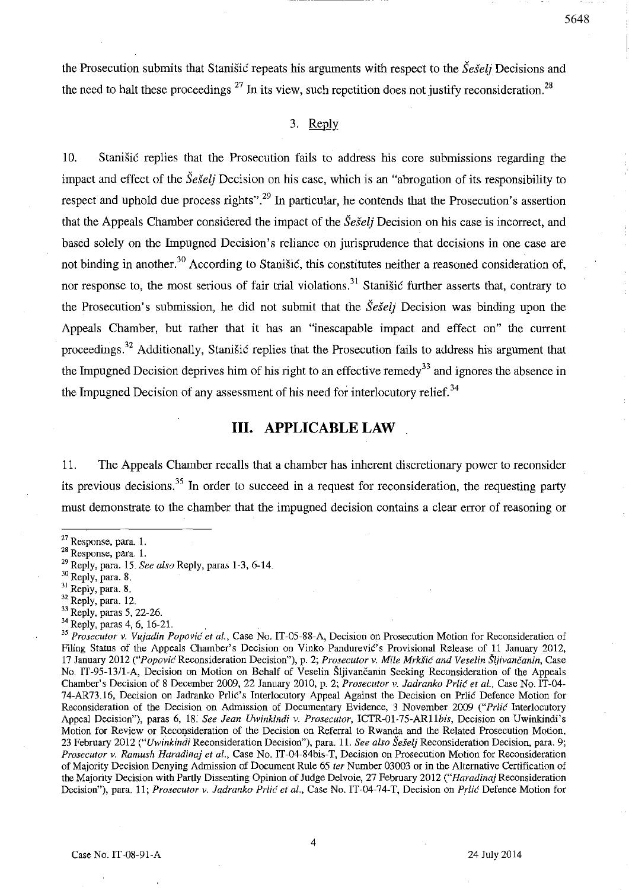the Prosecution submits that Stanišić repeats his arguments with respect to the *Šešelj* Decisions and the need to halt these proceedings [27] In its view, such repetition does not justify reconsideration.[28]

### 3. Reply

10. Stanišić replies that the Prosecution fails to address his core submissions regarding the impact and effect of the *Šešelj* Decision on his case, which is an "abrogation of its responsibility to respect and uphold due process rights".[29] In particular, he contends that the Prosecution's assertion that the Appeals Chamber considered the impact of the *Šešelj* Decision on his case is incorrect, and based solely on the Impugned Decision's reliance on jurisprudence that decisions in one case are not binding in another.[30] According to Stanišić, this constitutes neither a reasoned consideration of, nor response to, the most serious of fair trial violations.[31] Stanišić further asserts that, contrary to the Prosecution's submission, he did not submit that the *Šešelj* Decision was binding upon the Appeals Chamber, but rather that it has an "inescapable impact and effect on" the current proceedings.[32] Additionally, Stanišić replies that the Prosecution fails to address his argument that the Impugned Decision deprives him of his right to an effective remedy[33] and ignores the absence in the Impugned Decision of any assessment of his need for interlocutory relief.[34]

## III. APPLICABLE LAW

11. The Appeals Chamber recalls that a chamber has inherent discretionary power to reconsider its previous decisions.[35] In order to succeed in a request for reconsideration, the requesting party must demonstrate to the chamber that the impugned decision contains a clear error of reasoning or

---

[27] Response, para. 1.

[28] Response, para. 1.

[29] Reply, para. 15. *See also* Reply, paras 1-3, 6-14.

[30] Reply, para. 8.

[31] Reply, para. 8.

[32] Reply, para. 12.

[33] Reply, paras 5, 22-26.

[34] Reply, paras 4, 6, 16-21.

[35] *Prosecutor v. Vujadin Popović et al.*, Case No. IT-05-88-A, Decision on Prosecution Motion for Reconsideration of Filing Status of the Appeals Chamber's Decision on Vinko Pandurević's Provisional Release of 11 January 2012, 17 January 2012 ("*Popović* Reconsideration Decision"), p. 2; *Prosecutor v. Mile Mrkšić and Veselin Šljivančanin*, Case No. IT-95-13/1-A, Decision on Motion on Behalf of Veselin Šljivančanin Seeking Reconsideration of the Appeals Chamber's Decision of 8 December 2009, 22 January 2010, p. 2; *Prosecutor v. Jadranko Prlić et al.*, Case No. IT-04-74-AR73.16, Decision on Jadranko Prlić's Interlocutory Appeal Against the Decision on Prlić Defence Motion for Reconsideration of the Decision on Admission of Documentary Evidence, 3 November 2009 ("*Prlić* Interlocutory Appeal Decision"), paras 6, 18. *See Jean Uwinkindi v. Prosecutor*, ICTR-01-75-AR11*bis*, Decision on Uwinkindi's Motion for Review or Reconsideration of the Decision on Referral to Rwanda and the Related Prosecution Motion, 23 February 2012 ("*Uwinkindi* Reconsideration Decision"), para. 11. *See also Šešelj* Reconsideration Decision, para. 9; *Prosecutor v. Ramush Haradinaj et al.*, Case No. IT-04-84bis-T, Decision on Prosecution Motion for Reconsideration of Majority Decision Denying Admission of Document Rule 65 *ter* Number 03003 or in the Alternative Certification of the Majority Decision with Partly Dissenting Opinion of Judge Delvoie, 27 February 2012 ("*Haradinaj* Reconsideration Decision"), para. 11; *Prosecutor v. Jadranko Prlić et al.*, Case No. IT-04-74-T, Decision on *Prlić* Defence Motion for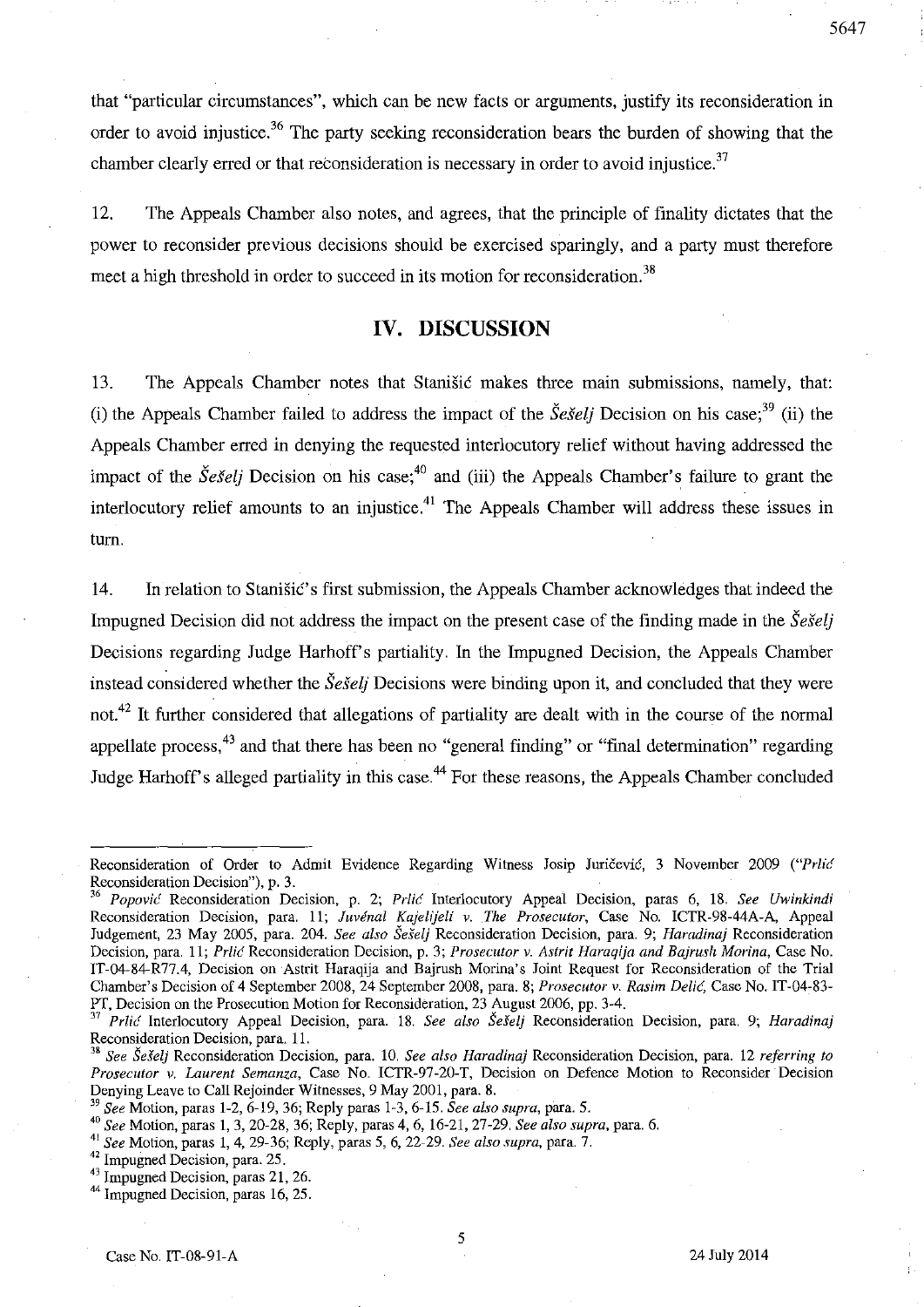that "particular circumstances", which can be new facts or arguments, justify its reconsideration in order to avoid injustice.[36] The party seeking reconsideration bears the burden of showing that the chamber clearly erred or that reconsideration is necessary in order to avoid injustice.[37]

12. The Appeals Chamber also notes, and agrees, that the principle of finality dictates that the power to reconsider previous decisions should be exercised sparingly, and a party must therefore meet a high threshold in order to succeed in its motion for reconsideration.[38]

## IV. DISCUSSION

13. The Appeals Chamber notes that Stanišić makes three main submissions, namely, that: (i) the Appeals Chamber failed to address the impact of the *Šešelj* Decision on his case;[39] (ii) the Appeals Chamber erred in denying the requested interlocutory relief without having addressed the impact of the *Šešelj* Decision on his case;[40] and (iii) the Appeals Chamber's failure to grant the interlocutory relief amounts to an injustice.[41] The Appeals Chamber will address these issues in turn.

14. In relation to Stanišić's first submission, the Appeals Chamber acknowledges that indeed the Impugned Decision did not address the impact on the present case of the finding made in the *Šešelj* Decisions regarding Judge Harhoff's partiality. In the Impugned Decision, the Appeals Chamber instead considered whether the *Šešelj* Decisions were binding upon it, and concluded that they were not.[42] It further considered that allegations of partiality are dealt with in the course of the normal appellate process,[43] and that there has been no "general finding" or "final determination" regarding Judge Harhoff's alleged partiality in this case.[44] For these reasons, the Appeals Chamber concluded

---

Reconsideration of Order to Admit Evidence Regarding Witness Josip Juričević, 3 November 2009 ("*Prlić* Reconsideration Decision"), p. 3.

[36] *Popović* Reconsideration Decision, p. 2; *Prlić* Interlocutory Appeal Decision, paras 6, 18. *See Uwinkindi* Reconsideration Decision, para. 11; *Juvénal Kajelijeli v. The Prosecutor*, Case No. ICTR-98-44A-A, Appeal Judgement, 23 May 2005, para. 204. *See also Šešelj* Reconsideration Decision, para. 9; *Haradinaj* Reconsideration Decision, para. 11; *Prlić* Reconsideration Decision, p. 3; *Prosecutor v. Astrit Haraqija and Bajrush Morina*, Case No. IT-04-84-R77.4, Decision on Astrit Haraqija and Bajrush Morina's Joint Request for Reconsideration of the Trial Chamber's Decision of 4 September 2008, 24 September 2008, para. 8; *Prosecutor v. Rasim Delić*, Case No. IT-04-83-PT, Decision on the Prosecution Motion for Reconsideration, 23 August 2006, pp. 3-4.

[37] *Prlić* Interlocutory Appeal Decision, para. 18. *See also Šešelj* Reconsideration Decision, para. 9; *Haradinaj* Reconsideration Decision, para. 11.

[38] *See Šešelj* Reconsideration Decision, para. 10. *See also Haradinaj* Reconsideration Decision, para. 12 *referring to Prosecutor v. Laurent Semanza*, Case No. ICTR-97-20-T, Decision on Defence Motion to Reconsider Decision Denying Leave to Call Rejoinder Witnesses, 9 May 2001, para. 8.

[39] *See* Motion, paras 1-2, 6-19, 36; Reply paras 1-3, 6-15. *See also supra*, para. 5.

[40] *See* Motion, paras 1, 3, 20-28, 36; Reply, paras 4, 6, 16-21, 27-29. *See also supra*, para. 6.

[41] *See* Motion, paras 1, 4, 29-36; Reply, paras 5, 6, 22-29. *See also supra*, para. 7.

[42] Impugned Decision, para. 25.

[43] Impugned Decision, paras 21, 26.

[44] Impugned Decision, paras 16, 25.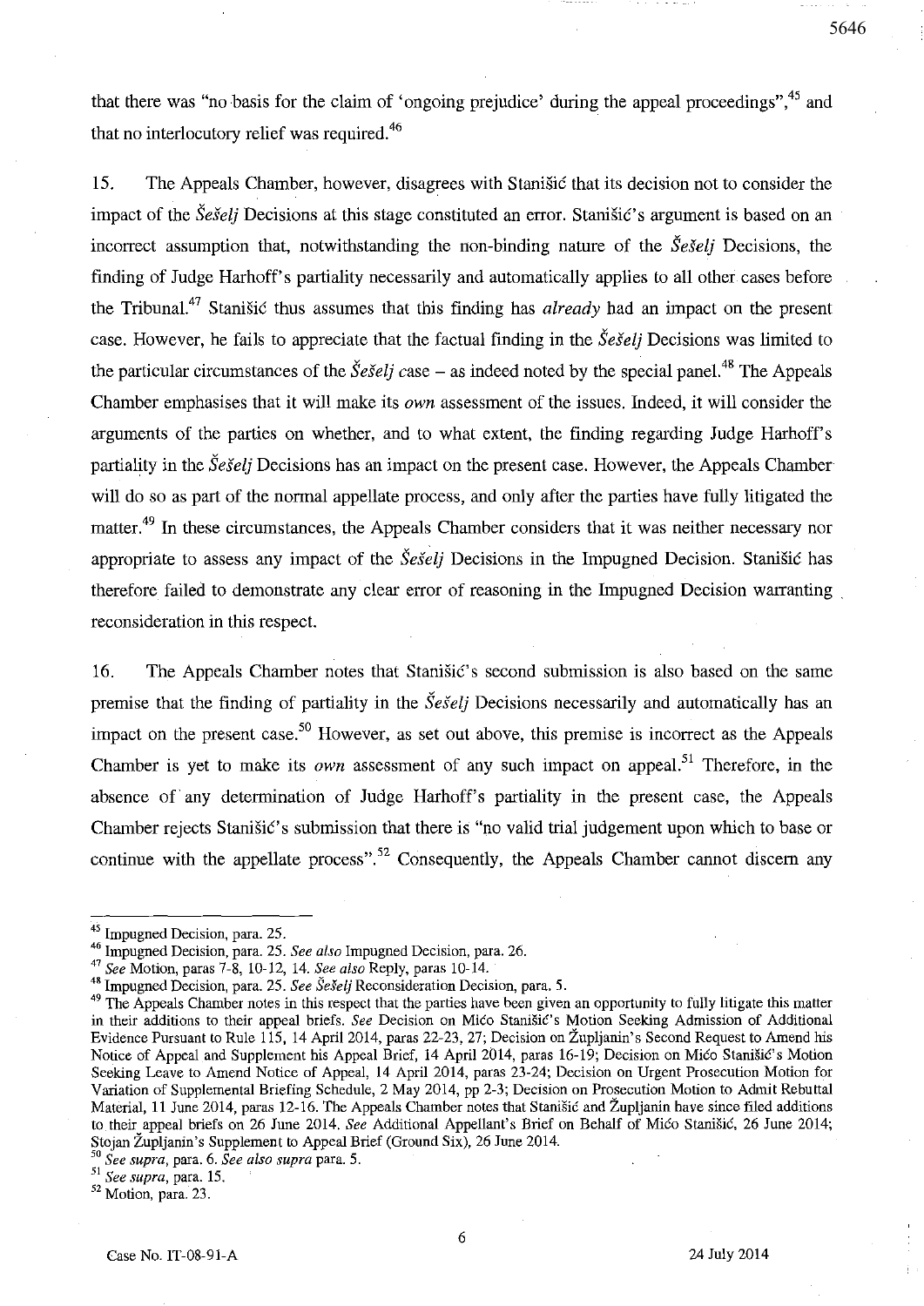that there was "no basis for the claim of 'ongoing prejudice' during the appeal proceedings",[45] and that no interlocutory relief was required.[46]

15. The Appeals Chamber, however, disagrees with Stanišić that its decision not to consider the impact of the *Šešelj* Decisions at this stage constituted an error. Stanišić's argument is based on an incorrect assumption that, notwithstanding the non-binding nature of the *Šešelj* Decisions, the finding of Judge Harhoff's partiality necessarily and automatically applies to all other cases before the Tribunal.[47] Stanišić thus assumes that this finding has *already* had an impact on the present case. However, he fails to appreciate that the factual finding in the *Šešelj* Decisions was limited to the particular circumstances of the *Šešelj* case – as indeed noted by the special panel.[48] The Appeals Chamber emphasises that it will make its *own* assessment of the issues. Indeed, it will consider the arguments of the parties on whether, and to what extent, the finding regarding Judge Harhoff's partiality in the *Šešelj* Decisions has an impact on the present case. However, the Appeals Chamber will do so as part of the normal appellate process, and only after the parties have fully litigated the matter.[49] In these circumstances, the Appeals Chamber considers that it was neither necessary nor appropriate to assess any impact of the *Šešelj* Decisions in the Impugned Decision. Stanišić has therefore failed to demonstrate any clear error of reasoning in the Impugned Decision warranting reconsideration in this respect.

16. The Appeals Chamber notes that Stanišić's second submission is also based on the same premise that the finding of partiality in the *Šešelj* Decisions necessarily and automatically has an impact on the present case.[50] However, as set out above, this premise is incorrect as the Appeals Chamber is yet to make its *own* assessment of any such impact on appeal.[51] Therefore, in the absence of any determination of Judge Harhoff's partiality in the present case, the Appeals Chamber rejects Stanišić's submission that there is "no valid trial judgement upon which to base or continue with the appellate process".[52] Consequently, the Appeals Chamber cannot discern any

---

[45] Impugned Decision, para. 25.

[46] Impugned Decision, para. 25. *See also* Impugned Decision, para. 26.

[47] *See* Motion, paras 7-8, 10-12, 14. *See also* Reply, paras 10-14.

[48] Impugned Decision, para. 25. *See Šešelj* Reconsideration Decision, para. 5.

[49] The Appeals Chamber notes in this respect that the parties have been given an opportunity to fully litigate this matter in their additions to their appeal briefs. *See* Decision on Mićo Stanišić's Motion Seeking Admission of Additional Evidence Pursuant to Rule 115, 14 April 2014, paras 22-23, 27; Decision on Župljanin's Second Request to Amend his Notice of Appeal and Supplement his Appeal Brief, 14 April 2014, paras 16-19; Decision on Mićo Stanišić's Motion Seeking Leave to Amend Notice of Appeal, 14 April 2014, paras 23-24; Decision on Urgent Prosecution Motion for Variation of Supplemental Briefing Schedule, 2 May 2014, pp 2-3; Decision on Prosecution Motion to Admit Rebuttal Material, 11 June 2014, paras 12-16. The Appeals Chamber notes that Stanišić and Župljanin have since filed additions to their appeal briefs on 26 June 2014. *See* Additional Appellant's Brief on Behalf of Mićo Stanišić, 26 June 2014; Stojan Župljanin's Supplement to Appeal Brief (Ground Six), 26 June 2014.

[50] *See supra*, para. 6. *See also supra* para. 5.

[51] *See supra*, para. 15.

[52] Motion, para. 23.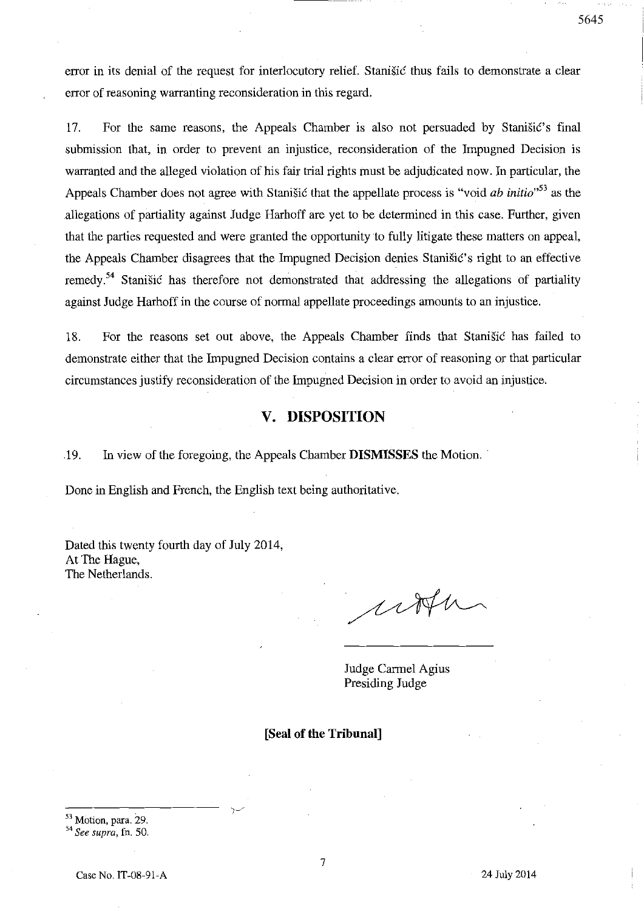error in its denial of the request for interlocutory relief. Stanišić thus fails to demonstrate a clear error of reasoning warranting reconsideration in this regard.

17. For the same reasons, the Appeals Chamber is also not persuaded by Stanišić's final submission that, in order to prevent an injustice, reconsideration of the Impugned Decision is warranted and the alleged violation of his fair trial rights must be adjudicated now. In particular, the Appeals Chamber does not agree with Stanišić that the appellate process is "void *ab initio*"[53] as the allegations of partiality against Judge Harhoff are yet to be determined in this case. Further, given that the parties requested and were granted the opportunity to fully litigate these matters on appeal, the Appeals Chamber disagrees that the Impugned Decision denies Stanišić's right to an effective remedy.[54] Stanišić has therefore not demonstrated that addressing the allegations of partiality against Judge Harhoff in the course of normal appellate proceedings amounts to an injustice.

18. For the reasons set out above, the Appeals Chamber finds that Stanišić has failed to demonstrate either that the Impugned Decision contains a clear error of reasoning or that particular circumstances justify reconsideration of the Impugned Decision in order to avoid an injustice.

## V. DISPOSITION

19. In view of the foregoing, the Appeals Chamber **DISMISSES** the Motion.

Done in English and French, the English text being authoritative.

Dated this twenty fourth day of July 2014,
At The Hague,
The Netherlands.

Judge Carmel Agius
Presiding Judge

**[Seal of the Tribunal]**

---

[53] Motion, para. 29.

[54] *See supra*, fn. 50.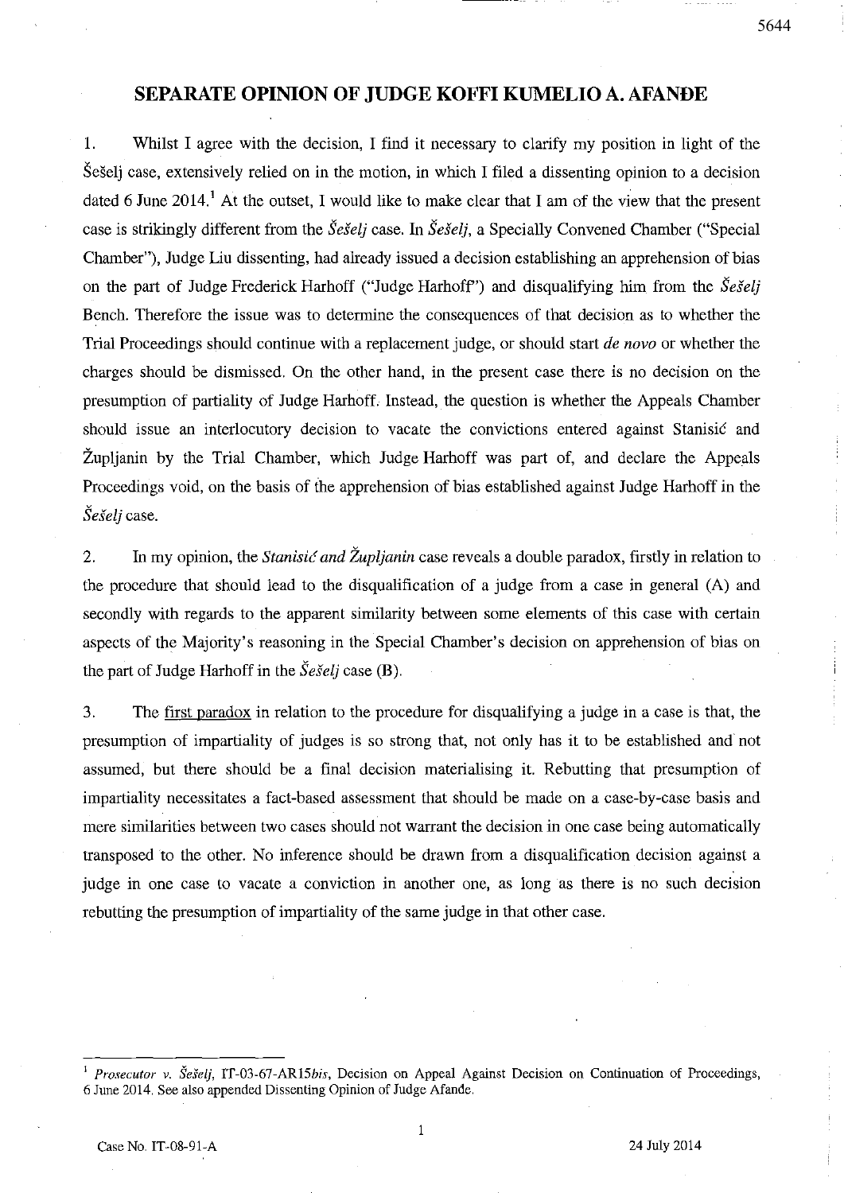# SEPARATE OPINION OF JUDGE KOFFI KUMELIO A. AFANDE

1. Whilst I agree with the decision, I find it necessary to clarify my position in light of the Šešelj case, extensively relied on in the motion, in which I filed a dissenting opinion to a decision dated 6 June 2014.[1] At the outset, I would like to make clear that I am of the view that the present case is strikingly different from the *Šešelj* case. In *Šešelj*, a Specially Convened Chamber ("Special Chamber"), Judge Liu dissenting, had already issued a decision establishing an apprehension of bias on the part of Judge Frederick Harhoff ("Judge Harhoff") and disqualifying him from the *Šešelj* Bench. Therefore the issue was to determine the consequences of that decision as to whether the Trial Proceedings should continue with a replacement judge, or should start *de novo* or whether the charges should be dismissed. On the other hand, in the present case there is no decision on the presumption of partiality of Judge Harhoff. Instead, the question is whether the Appeals Chamber should issue an interlocutory decision to vacate the convictions entered against Stanišić and Župljanin by the Trial Chamber, which Judge Harhoff was part of, and declare the Appeals Proceedings void, on the basis of the apprehension of bias established against Judge Harhoff in the *Šešelj* case.

2. In my opinion, the *Stanišić and Župljanin* case reveals a double paradox, firstly in relation to the procedure that should lead to the disqualification of a judge from a case in general (A) and secondly with regards to the apparent similarity between some elements of this case with certain aspects of the Majority's reasoning in the Special Chamber's decision on apprehension of bias on the part of Judge Harhoff in the *Šešelj* case (B).

3. The first paradox in relation to the procedure for disqualifying a judge in a case is that, the presumption of impartiality of judges is so strong that, not only has it to be established and not assumed, but there should be a final decision materialising it. Rebutting that presumption of impartiality necessitates a fact-based assessment that should be made on a case-by-case basis and mere similarities between two cases should not warrant the decision in one case being automatically transposed to the other. No inference should be drawn from a disqualification decision against a judge in one case to vacate a conviction in another one, as long as there is no such decision rebutting the presumption of impartiality of the same judge in that other case.

---

[1] *Prosecutor v. Šešelj*, IT-03-67-AR15*bis*, Decision on Appeal Against Decision on Continuation of Proceedings, 6 June 2014. See also appended Dissenting Opinion of Judge Afande.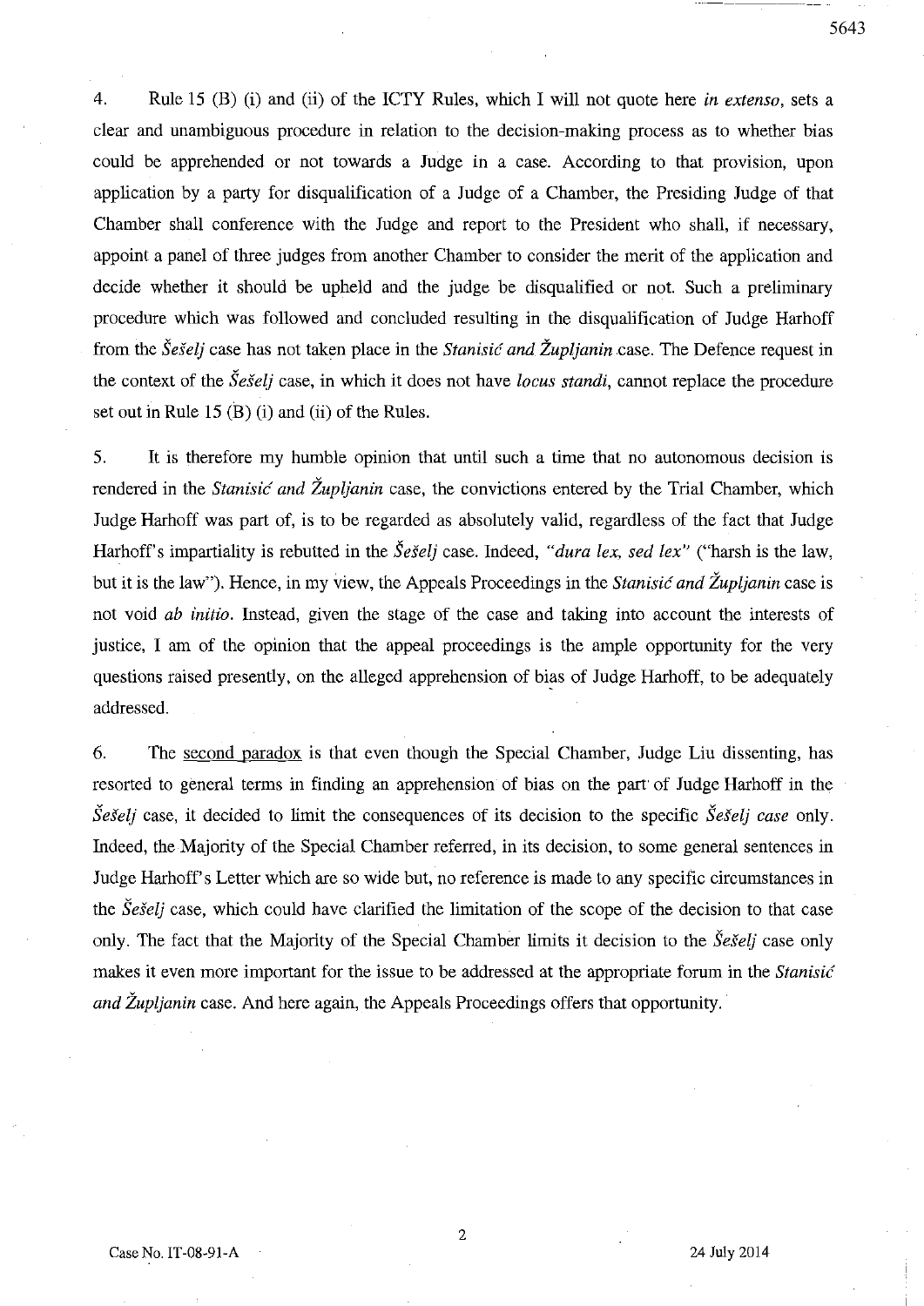4. Rule 15 (B) (i) and (ii) of the ICTY Rules, which I will not quote here *in extenso*, sets a clear and unambiguous procedure in relation to the decision-making process as to whether bias could be apprehended or not towards a Judge in a case. According to that provision, upon application by a party for disqualification of a Judge of a Chamber, the Presiding Judge of that Chamber shall conference with the Judge and report to the President who shall, if necessary, appoint a panel of three judges from another Chamber to consider the merit of the application and decide whether it should be upheld and the judge be disqualified or not. Such a preliminary procedure which was followed and concluded resulting in the disqualification of Judge Harhoff from the *Šešelj* case has not taken place in the *Stanisić and Župljanin* case. The Defence request in the context of the *Šešelj* case, in which it does not have *locus standi*, cannot replace the procedure set out in Rule 15 (B) (i) and (ii) of the Rules.

5. It is therefore my humble opinion that until such a time that no autonomous decision is rendered in the *Stanisić and Župljanin* case, the convictions entered by the Trial Chamber, which Judge Harhoff was part of, is to be regarded as absolutely valid, regardless of the fact that Judge Harhoff's impartiality is rebutted in the *Šešelj* case. Indeed, *"dura lex, sed lex"* ("harsh is the law, but it is the law"). Hence, in my view, the Appeals Proceedings in the *Stanisić and Župljanin* case is not void *ab initio*. Instead, given the stage of the case and taking into account the interests of justice, I am of the opinion that the appeal proceedings is the ample opportunity for the very questions raised presently, on the alleged apprehension of bias of Judge Harhoff, to be adequately addressed.

6. The second paradox is that even though the Special Chamber, Judge Liu dissenting, has resorted to general terms in finding an apprehension of bias on the part of Judge Harhoff in the *Šešelj* case, it decided to limit the consequences of its decision to the specific *Šešelj case* only. Indeed, the Majority of the Special Chamber referred, in its decision, to some general sentences in Judge Harhoff's Letter which are so wide but, no reference is made to any specific circumstances in the *Šešelj* case, which could have clarified the limitation of the scope of the decision to that case only. The fact that the Majority of the Special Chamber limits it decision to the *Šešelj* case only makes it even more important for the issue to be addressed at the appropriate forum in the *Stanisić and Župljanin* case. And here again, the Appeals Proceedings offers that opportunity.

Case No. IT-08-91-A 24 July 2014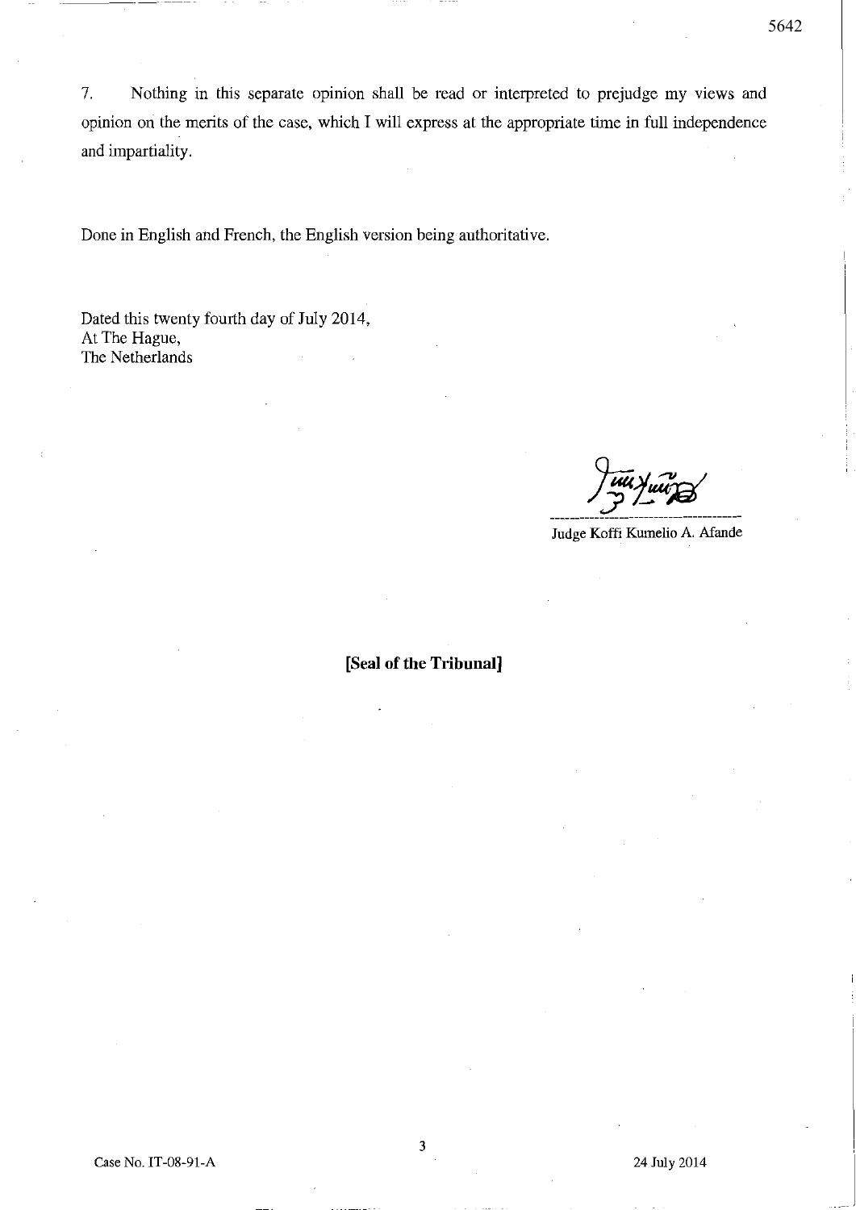7. Nothing in this separate opinion shall be read or interpreted to prejudge my views and opinion on the merits of the case, which I will express at the appropriate time in full independence and impartiality.

Done in English and French, the English version being authoritative.

Dated this twenty fourth day of July 2014,
At The Hague,
The Netherlands

Judge Koffi Kumelio A. Afande

**[Seal of the Tribunal]**

Case No. IT-08-91-A 24 July 2014